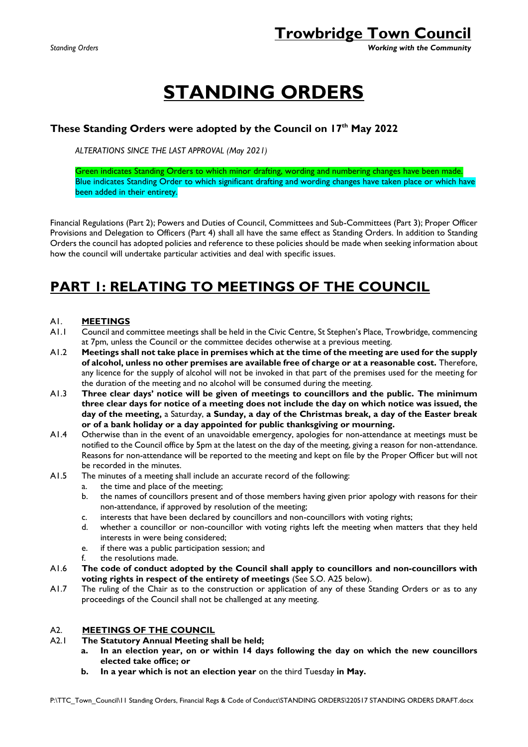# STANDING ORDERS

### These Standing Orders were adopted by the Council on 17th May 2022

*ALTERATIONS SINCE THE LAST APPROVAL (May 2021)*

Green indicates Standing Orders to which minor drafting, wording and numbering changes have been made.
Blue indicates Standing Order to which significant drafting and wording changes have taken place or which have been added in their entirety.

Financial Regulations (Part 2); Powers and Duties of Council, Committees and Sub-Committees (Part 3); Proper Officer Provisions and Delegation to Officers (Part 4) shall all have the same effect as Standing Orders. In addition to Standing Orders the council has adopted policies and reference to these policies should be made when seeking information about how the council will undertake particular activities and deal with specific issues.

## PART 1: RELATING TO MEETINGS OF THE COUNCIL

**A1. MEETINGS**

A1.1 Council and committee meetings shall be held in the Civic Centre, St Stephen's Place, Trowbridge, commencing at 7pm, unless the Council or the committee decides otherwise at a previous meeting.

A1.2 **Meetings shall not take place in premises which at the time of the meeting are used for the supply of alcohol, unless no other premises are available free of charge or at a reasonable cost.** Therefore, any licence for the supply of alcohol will not be invoked in that part of the premises used for the meeting for the duration of the meeting and no alcohol will be consumed during the meeting.

A1.3 **Three clear days' notice will be given of meetings to councillors and the public. The minimum three clear days for notice of a meeting does not include the day on which notice was issued, the day of the meeting,** a Saturday, **a Sunday, a day of the Christmas break, a day of the Easter break or of a bank holiday or a day appointed for public thanksgiving or mourning.**

A1.4 Otherwise than in the event of an unavoidable emergency, apologies for non-attendance at meetings must be notified to the Council office by 5pm at the latest on the day of the meeting, giving a reason for non-attendance. Reasons for non-attendance will be reported to the meeting and kept on file by the Proper Officer but will not be recorded in the minutes.

A1.5 The minutes of a meeting shall include an accurate record of the following:

- a. the time and place of the meeting;
- b. the names of councillors present and of those members having given prior apology with reasons for their non-attendance, if approved by resolution of the meeting;
- c. interests that have been declared by councillors and non-councillors with voting rights;
- d. whether a councillor or non-councillor with voting rights left the meeting when matters that they held interests in were being considered;
- e. if there was a public participation session; and
- f. the resolutions made.

A1.6 **The code of conduct adopted by the Council shall apply to councillors and non-councillors with voting rights in respect of the entirety of meetings** (See S.O. A25 below).

A1.7 The ruling of the Chair as to the construction or application of any of these Standing Orders or as to any proceedings of the Council shall not be challenged at any meeting.

**A2. MEETINGS OF THE COUNCIL**

A2.1 **The Statutory Annual Meeting shall be held;**

- **a. In an election year, on or within 14 days following the day on which the new councillors elected take office; or**
- **b. In a year which is not an election year** on the third Tuesday **in May.**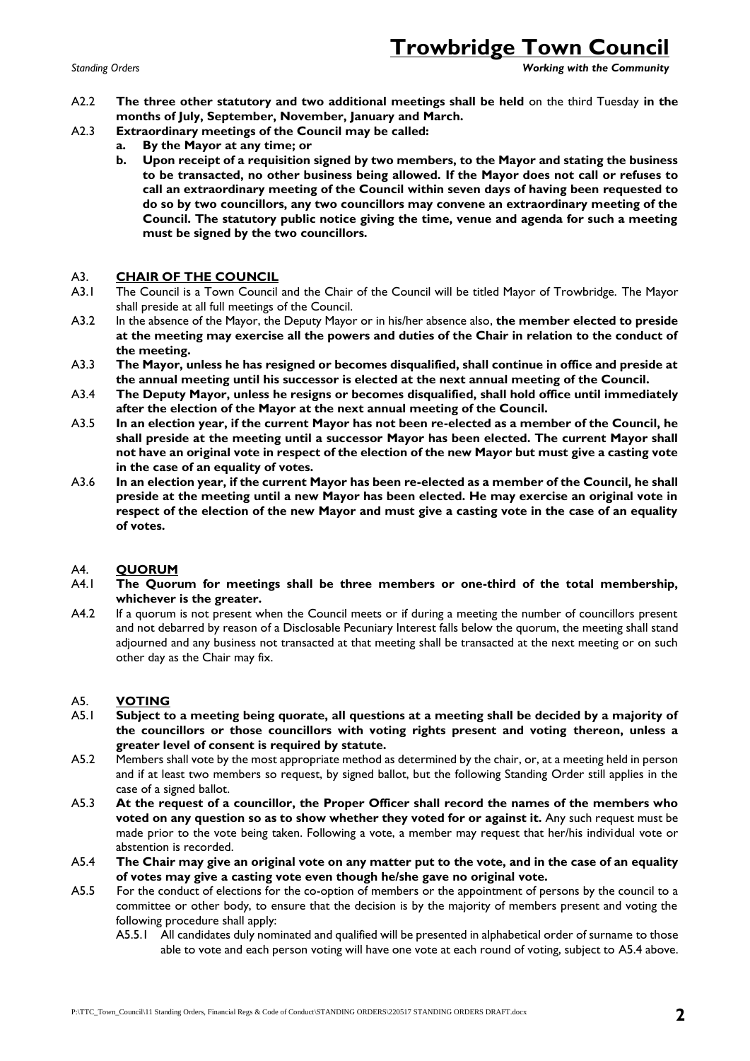A2.2 **The three other statutory and two additional meetings shall be held** on the third Tuesday **in the months of July, September, November, January and March.**

A2.3 **Extraordinary meetings of the Council may be called:**

- **a. By the Mayor at any time; or**
- **b. Upon receipt of a requisition signed by two members, to the Mayor and stating the business to be transacted, no other business being allowed. If the Mayor does not call or refuses to call an extraordinary meeting of the Council within seven days of having been requested to do so by two councillors, any two councillors may convene an extraordinary meeting of the Council. The statutory public notice giving the time, venue and agenda for such a meeting must be signed by the two councillors.**

## A3. CHAIR OF THE COUNCIL

A3.1 The Council is a Town Council and the Chair of the Council will be titled Mayor of Trowbridge. The Mayor shall preside at all full meetings of the Council.

A3.2 In the absence of the Mayor, the Deputy Mayor or in his/her absence also, **the member elected to preside at the meeting may exercise all the powers and duties of the Chair in relation to the conduct of the meeting.**

A3.3 **The Mayor, unless he has resigned or becomes disqualified, shall continue in office and preside at the annual meeting until his successor is elected at the next annual meeting of the Council.**

A3.4 **The Deputy Mayor, unless he resigns or becomes disqualified, shall hold office until immediately after the election of the Mayor at the next annual meeting of the Council.**

A3.5 **In an election year, if the current Mayor has not been re-elected as a member of the Council, he shall preside at the meeting until a successor Mayor has been elected. The current Mayor shall not have an original vote in respect of the election of the new Mayor but must give a casting vote in the case of an equality of votes.**

A3.6 **In an election year, if the current Mayor has been re-elected as a member of the Council, he shall preside at the meeting until a new Mayor has been elected. He may exercise an original vote in respect of the election of the new Mayor and must give a casting vote in the case of an equality of votes.**

## A4. QUORUM

A4.1 **The Quorum for meetings shall be three members or one-third of the total membership, whichever is the greater.**

A4.2 If a quorum is not present when the Council meets or if during a meeting the number of councillors present and not debarred by reason of a Disclosable Pecuniary Interest falls below the quorum, the meeting shall stand adjourned and any business not transacted at that meeting shall be transacted at the next meeting or on such other day as the Chair may fix.

## A5. VOTING

A5.1 **Subject to a meeting being quorate, all questions at a meeting shall be decided by a majority of the councillors or those councillors with voting rights present and voting thereon, unless a greater level of consent is required by statute.**

A5.2 Members shall vote by the most appropriate method as determined by the chair, or, at a meeting held in person and if at least two members so request, by signed ballot, but the following Standing Order still applies in the case of a signed ballot.

A5.3 **At the request of a councillor, the Proper Officer shall record the names of the members who voted on any question so as to show whether they voted for or against it.** Any such request must be made prior to the vote being taken. Following a vote, a member may request that her/his individual vote or abstention is recorded.

A5.4 **The Chair may give an original vote on any matter put to the vote, and in the case of an equality of votes may give a casting vote even though he/she gave no original vote.**

A5.5 For the conduct of elections for the co-option of members or the appointment of persons by the council to a committee or other body, to ensure that the decision is by the majority of members present and voting the following procedure shall apply:

A5.5.1 All candidates duly nominated and qualified will be presented in alphabetical order of surname to those able to vote and each person voting will have one vote at each round of voting, subject to A5.4 above.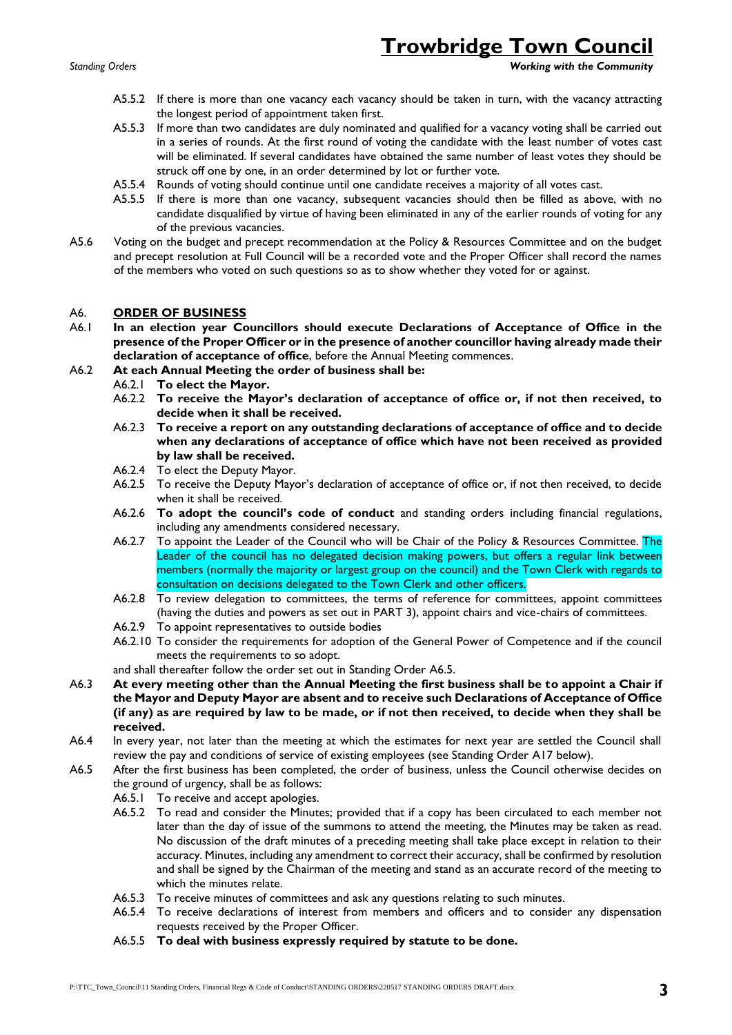A5.5.2 If there is more than one vacancy each vacancy should be taken in turn, with the vacancy attracting the longest period of appointment taken first.

A5.5.3 If more than two candidates are duly nominated and qualified for a vacancy voting shall be carried out in a series of rounds. At the first round of voting the candidate with the least number of votes cast will be eliminated. If several candidates have obtained the same number of least votes they should be struck off one by one, in an order determined by lot or further vote.

A5.5.4 Rounds of voting should continue until one candidate receives a majority of all votes cast.

A5.5.5 If there is more than one vacancy, subsequent vacancies should then be filled as above, with no candidate disqualified by virtue of having been eliminated in any of the earlier rounds of voting for any of the previous vacancies.

A5.6 Voting on the budget and precept recommendation at the Policy & Resources Committee and on the budget and precept resolution at Full Council will be a recorded vote and the Proper Officer shall record the names of the members who voted on such questions so as to show whether they voted for or against.

## A6. ORDER OF BUSINESS

A6.1 **In an election year Councillors should execute Declarations of Acceptance of Office in the presence of the Proper Officer or in the presence of another councillor having already made their declaration of acceptance of office**, before the Annual Meeting commences.

A6.2 **At each Annual Meeting the order of business shall be:**

- A6.2.1 **To elect the Mayor.**
- A6.2.2 **To receive the Mayor's declaration of acceptance of office or, if not then received, to decide when it shall be received.**
- A6.2.3 **To receive a report on any outstanding declarations of acceptance of office and to decide when any declarations of acceptance of office which have not been received as provided by law shall be received.**
- A6.2.4 To elect the Deputy Mayor.
- A6.2.5 To receive the Deputy Mayor's declaration of acceptance of office or, if not then received, to decide when it shall be received.
- A6.2.6 **To adopt the council's code of conduct** and standing orders including financial regulations, including any amendments considered necessary.
- A6.2.7 To appoint the Leader of the Council who will be Chair of the Policy & Resources Committee. The Leader of the council has no delegated decision making powers, but offers a regular link between members (normally the majority or largest group on the council) and the Town Clerk with regards to consultation on decisions delegated to the Town Clerk and other officers.
- A6.2.8 To review delegation to committees, the terms of reference for committees, appoint committees (having the duties and powers as set out in PART 3), appoint chairs and vice-chairs of committees.
- A6.2.9 To appoint representatives to outside bodies
- A6.2.10 To consider the requirements for adoption of the General Power of Competence and if the council meets the requirements to so adopt.

and shall thereafter follow the order set out in Standing Order A6.5.

A6.3 **At every meeting other than the Annual Meeting the first business shall be to appoint a Chair if the Mayor and Deputy Mayor are absent and to receive such Declarations of Acceptance of Office (if any) as are required by law to be made, or if not then received, to decide when they shall be received.**

A6.4 In every year, not later than the meeting at which the estimates for next year are settled the Council shall review the pay and conditions of service of existing employees (see Standing Order A17 below).

A6.5 After the first business has been completed, the order of business, unless the Council otherwise decides on the ground of urgency, shall be as follows:

- A6.5.1 To receive and accept apologies.
- A6.5.2 To read and consider the Minutes; provided that if a copy has been circulated to each member not later than the day of issue of the summons to attend the meeting, the Minutes may be taken as read. No discussion of the draft minutes of a preceding meeting shall take place except in relation to their accuracy. Minutes, including any amendment to correct their accuracy, shall be confirmed by resolution and shall be signed by the Chairman of the meeting and stand as an accurate record of the meeting to which the minutes relate.
- A6.5.3 To receive minutes of committees and ask any questions relating to such minutes.
- A6.5.4 To receive declarations of interest from members and officers and to consider any dispensation requests received by the Proper Officer.
- A6.5.5 **To deal with business expressly required by statute to be done.**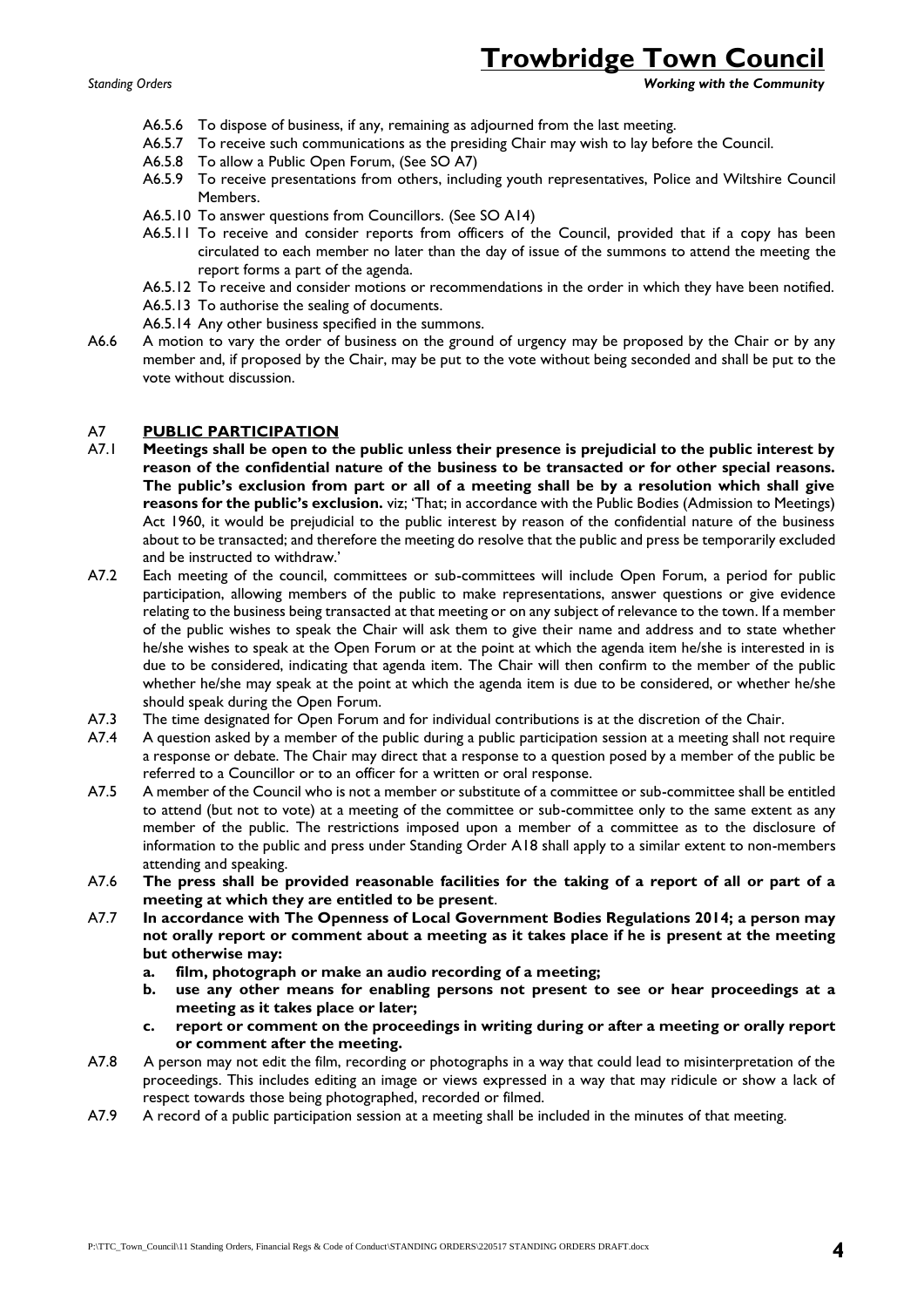A6.5.6 To dispose of business, if any, remaining as adjourned from the last meeting.

A6.5.7 To receive such communications as the presiding Chair may wish to lay before the Council.

A6.5.8 To allow a Public Open Forum, (See SO A7)

A6.5.9 To receive presentations from others, including youth representatives, Police and Wiltshire Council Members.

A6.5.10 To answer questions from Councillors. (See SO A14)

A6.5.11 To receive and consider reports from officers of the Council, provided that if a copy has been circulated to each member no later than the day of issue of the summons to attend the meeting the report forms a part of the agenda.

A6.5.12 To receive and consider motions or recommendations in the order in which they have been notified.

A6.5.13 To authorise the sealing of documents.

A6.5.14 Any other business specified in the summons.

A6.6 A motion to vary the order of business on the ground of urgency may be proposed by the Chair or by any member and, if proposed by the Chair, may be put to the vote without being seconded and shall be put to the vote without discussion.

## A7 PUBLIC PARTICIPATION

A7.1 **Meetings shall be open to the public unless their presence is prejudicial to the public interest by reason of the confidential nature of the business to be transacted or for other special reasons. The public's exclusion from part or all of a meeting shall be by a resolution which shall give reasons for the public's exclusion.** viz; 'That; in accordance with the Public Bodies (Admission to Meetings) Act 1960, it would be prejudicial to the public interest by reason of the confidential nature of the business about to be transacted; and therefore the meeting do resolve that the public and press be temporarily excluded and be instructed to withdraw.'

A7.2 Each meeting of the council, committees or sub-committees will include Open Forum, a period for public participation, allowing members of the public to make representations, answer questions or give evidence relating to the business being transacted at that meeting or on any subject of relevance to the town. If a member of the public wishes to speak the Chair will ask them to give their name and address and to state whether he/she wishes to speak at the Open Forum or at the point at which the agenda item he/she is interested in is due to be considered, indicating that agenda item. The Chair will then confirm to the member of the public whether he/she may speak at the point at which the agenda item is due to be considered, or whether he/she should speak during the Open Forum.

A7.3 The time designated for Open Forum and for individual contributions is at the discretion of the Chair.

A7.4 A question asked by a member of the public during a public participation session at a meeting shall not require a response or debate. The Chair may direct that a response to a question posed by a member of the public be referred to a Councillor or to an officer for a written or oral response.

A7.5 A member of the Council who is not a member or substitute of a committee or sub-committee shall be entitled to attend (but not to vote) at a meeting of the committee or sub-committee only to the same extent as any member of the public. The restrictions imposed upon a member of a committee as to the disclosure of information to the public and press under Standing Order A18 shall apply to a similar extent to non-members attending and speaking.

A7.6 **The press shall be provided reasonable facilities for the taking of a report of all or part of a meeting at which they are entitled to be present**.

A7.7 **In accordance with The Openness of Local Government Bodies Regulations 2014; a person may not orally report or comment about a meeting as it takes place if he is present at the meeting but otherwise may:**

**a. film, photograph or make an audio recording of a meeting;**

**b. use any other means for enabling persons not present to see or hear proceedings at a meeting as it takes place or later;**

**c. report or comment on the proceedings in writing during or after a meeting or orally report or comment after the meeting.**

A7.8 A person may not edit the film, recording or photographs in a way that could lead to misinterpretation of the proceedings. This includes editing an image or views expressed in a way that may ridicule or show a lack of respect towards those being photographed, recorded or filmed.

A7.9 A record of a public participation session at a meeting shall be included in the minutes of that meeting.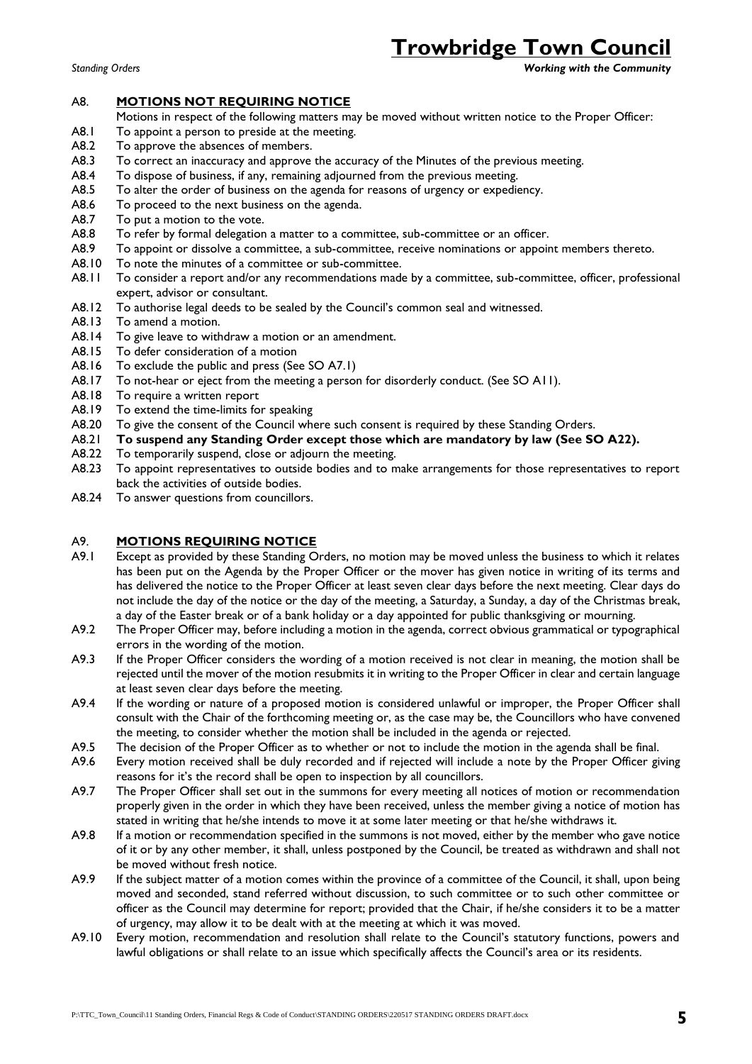## A8. MOTIONS NOT REQUIRING NOTICE

Motions in respect of the following matters may be moved without written notice to the Proper Officer:

A8.1 To appoint a person to preside at the meeting.

A8.2 To approve the absences of members.

A8.3 To correct an inaccuracy and approve the accuracy of the Minutes of the previous meeting.

A8.4 To dispose of business, if any, remaining adjourned from the previous meeting.

A8.5 To alter the order of business on the agenda for reasons of urgency or expediency.

A8.6 To proceed to the next business on the agenda.

A8.7 To put a motion to the vote.

A8.8 To refer by formal delegation a matter to a committee, sub-committee or an officer.

A8.9 To appoint or dissolve a committee, a sub-committee, receive nominations or appoint members thereto.

A8.10 To note the minutes of a committee or sub-committee.

A8.11 To consider a report and/or any recommendations made by a committee, sub-committee, officer, professional expert, advisor or consultant.

A8.12 To authorise legal deeds to be sealed by the Council's common seal and witnessed.

A8.13 To amend a motion.

A8.14 To give leave to withdraw a motion or an amendment.

A8.15 To defer consideration of a motion

A8.16 To exclude the public and press (See SO A7.1)

A8.17 To not-hear or eject from the meeting a person for disorderly conduct. (See SO A11).

A8.18 To require a written report

A8.19 To extend the time-limits for speaking

A8.20 To give the consent of the Council where such consent is required by these Standing Orders.

A8.21 **To suspend any Standing Order except those which are mandatory by law (See SO A22).**

A8.22 To temporarily suspend, close or adjourn the meeting.

A8.23 To appoint representatives to outside bodies and to make arrangements for those representatives to report back the activities of outside bodies.

A8.24 To answer questions from councillors.

## A9. MOTIONS REQUIRING NOTICE

A9.1 Except as provided by these Standing Orders, no motion may be moved unless the business to which it relates has been put on the Agenda by the Proper Officer or the mover has given notice in writing of its terms and has delivered the notice to the Proper Officer at least seven clear days before the next meeting. Clear days do not include the day of the notice or the day of the meeting, a Saturday, a Sunday, a day of the Christmas break, a day of the Easter break or of a bank holiday or a day appointed for public thanksgiving or mourning.

A9.2 The Proper Officer may, before including a motion in the agenda, correct obvious grammatical or typographical errors in the wording of the motion.

A9.3 If the Proper Officer considers the wording of a motion received is not clear in meaning, the motion shall be rejected until the mover of the motion resubmits it in writing to the Proper Officer in clear and certain language at least seven clear days before the meeting.

A9.4 If the wording or nature of a proposed motion is considered unlawful or improper, the Proper Officer shall consult with the Chair of the forthcoming meeting or, as the case may be, the Councillors who have convened the meeting, to consider whether the motion shall be included in the agenda or rejected.

A9.5 The decision of the Proper Officer as to whether or not to include the motion in the agenda shall be final.

A9.6 Every motion received shall be duly recorded and if rejected will include a note by the Proper Officer giving reasons for it's the record shall be open to inspection by all councillors.

A9.7 The Proper Officer shall set out in the summons for every meeting all notices of motion or recommendation properly given in the order in which they have been received, unless the member giving a notice of motion has stated in writing that he/she intends to move it at some later meeting or that he/she withdraws it.

A9.8 If a motion or recommendation specified in the summons is not moved, either by the member who gave notice of it or by any other member, it shall, unless postponed by the Council, be treated as withdrawn and shall not be moved without fresh notice.

A9.9 If the subject matter of a motion comes within the province of a committee of the Council, it shall, upon being moved and seconded, stand referred without discussion, to such committee or to such other committee or officer as the Council may determine for report; provided that the Chair, if he/she considers it to be a matter of urgency, may allow it to be dealt with at the meeting at which it was moved.

A9.10 Every motion, recommendation and resolution shall relate to the Council's statutory functions, powers and lawful obligations or shall relate to an issue which specifically affects the Council's area or its residents.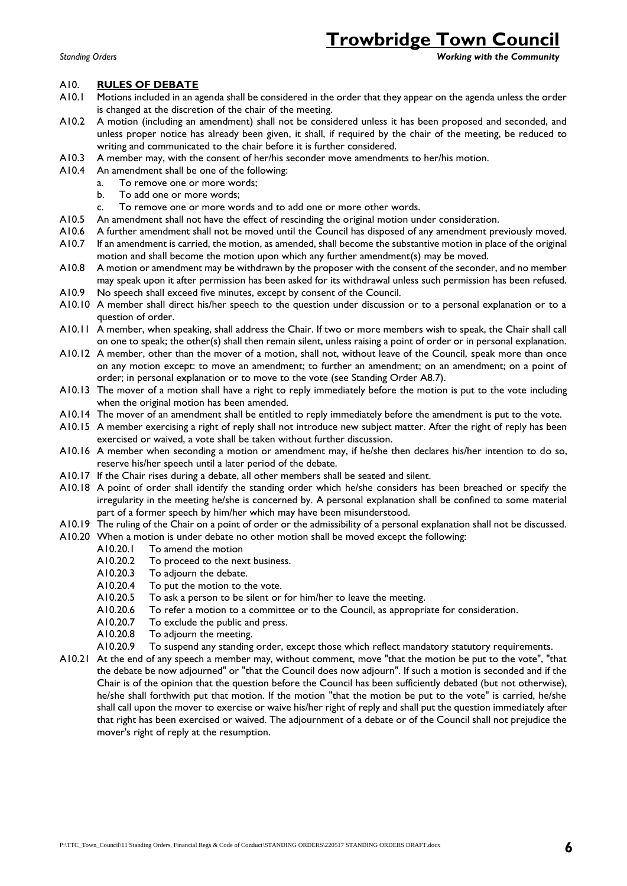## A10. RULES OF DEBATE

A10.1 Motions included in an agenda shall be considered in the order that they appear on the agenda unless the order is changed at the discretion of the chair of the meeting.

A10.2 A motion (including an amendment) shall not be considered unless it has been proposed and seconded, and unless proper notice has already been given, it shall, if required by the chair of the meeting, be reduced to writing and communicated to the chair before it is further considered.

A10.3 A member may, with the consent of her/his seconder move amendments to her/his motion.

A10.4 An amendment shall be one of the following:

a. To remove one or more words;
b. To add one or more words;
c. To remove one or more words and to add one or more other words.

A10.5 An amendment shall not have the effect of rescinding the original motion under consideration.

A10.6 A further amendment shall not be moved until the Council has disposed of any amendment previously moved.

A10.7 If an amendment is carried, the motion, as amended, shall become the substantive motion in place of the original motion and shall become the motion upon which any further amendment(s) may be moved.

A10.8 A motion or amendment may be withdrawn by the proposer with the consent of the seconder, and no member may speak upon it after permission has been asked for its withdrawal unless such permission has been refused.

A10.9 No speech shall exceed five minutes, except by consent of the Council.

A10.10 A member shall direct his/her speech to the question under discussion or to a personal explanation or to a question of order.

A10.11 A member, when speaking, shall address the Chair. If two or more members wish to speak, the Chair shall call on one to speak; the other(s) shall then remain silent, unless raising a point of order or in personal explanation.

A10.12 A member, other than the mover of a motion, shall not, without leave of the Council, speak more than once on any motion except: to move an amendment; to further an amendment; on an amendment; on a point of order; in personal explanation or to move to the vote (see Standing Order A8.7).

A10.13 The mover of a motion shall have a right to reply immediately before the motion is put to the vote including when the original motion has been amended.

A10.14 The mover of an amendment shall be entitled to reply immediately before the amendment is put to the vote.

A10.15 A member exercising a right of reply shall not introduce new subject matter. After the right of reply has been exercised or waived, a vote shall be taken without further discussion.

A10.16 A member when seconding a motion or amendment may, if he/she then declares his/her intention to do so, reserve his/her speech until a later period of the debate.

A10.17 If the Chair rises during a debate, all other members shall be seated and silent.

A10.18 A point of order shall identify the standing order which he/she considers has been breached or specify the irregularity in the meeting he/she is concerned by. A personal explanation shall be confined to some material part of a former speech by him/her which may have been misunderstood.

A10.19 The ruling of the Chair on a point of order or the admissibility of a personal explanation shall not be discussed.

A10.20 When a motion is under debate no other motion shall be moved except the following:

A10.20.1 To amend the motion
A10.20.2 To proceed to the next business.
A10.20.3 To adjourn the debate.
A10.20.4 To put the motion to the vote.
A10.20.5 To ask a person to be silent or for him/her to leave the meeting.
A10.20.6 To refer a motion to a committee or to the Council, as appropriate for consideration.
A10.20.7 To exclude the public and press.
A10.20.8 To adjourn the meeting.
A10.20.9 To suspend any standing order, except those which reflect mandatory statutory requirements.

A10.21 At the end of any speech a member may, without comment, move "that the motion be put to the vote", "that the debate be now adjourned" or "that the Council does now adjourn". If such a motion is seconded and if the Chair is of the opinion that the question before the Council has been sufficiently debated (but not otherwise), he/she shall forthwith put that motion. If the motion "that the motion be put to the vote" is carried, he/she shall call upon the mover to exercise or waive his/her right of reply and shall put the question immediately after that right has been exercised or waived. The adjournment of a debate or of the Council shall not prejudice the mover's right of reply at the resumption.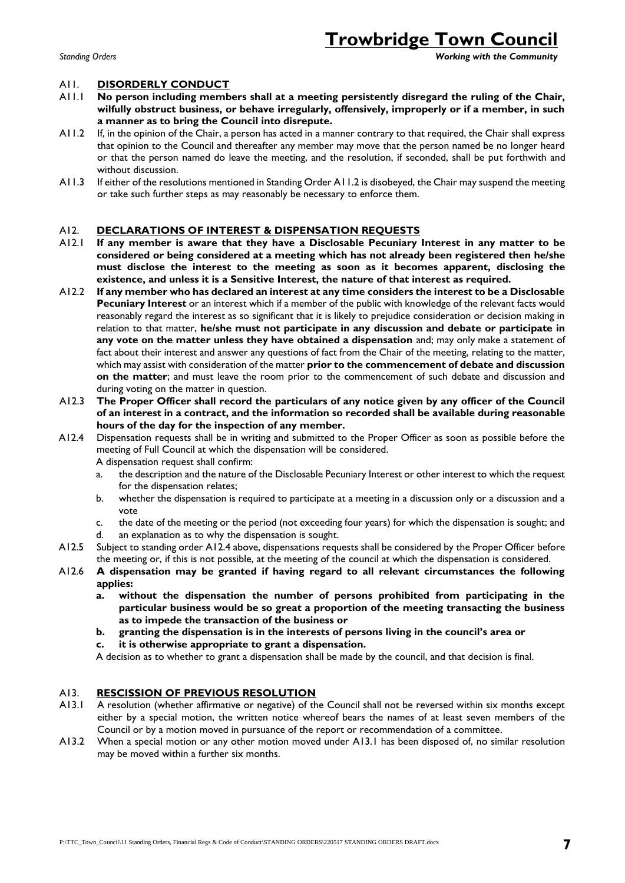## A11. DISORDERLY CONDUCT

A11.1 **No person including members shall at a meeting persistently disregard the ruling of the Chair, wilfully obstruct business, or behave irregularly, offensively, improperly or if a member, in such a manner as to bring the Council into disrepute.**

A11.2 If, in the opinion of the Chair, a person has acted in a manner contrary to that required, the Chair shall express that opinion to the Council and thereafter any member may move that the person named be no longer heard or that the person named do leave the meeting, and the resolution, if seconded, shall be put forthwith and without discussion.

A11.3 If either of the resolutions mentioned in Standing Order A11.2 is disobeyed, the Chair may suspend the meeting or take such further steps as may reasonably be necessary to enforce them.

## A12. DECLARATIONS OF INTEREST & DISPENSATION REQUESTS

A12.1 **If any member is aware that they have a Disclosable Pecuniary Interest in any matter to be considered or being considered at a meeting which has not already been registered then he/she must disclose the interest to the meeting as soon as it becomes apparent, disclosing the existence, and unless it is a Sensitive Interest, the nature of that interest as required.**

A12.2 **If any member who has declared an interest at any time considers the interest to be a Disclosable Pecuniary Interest** or an interest which if a member of the public with knowledge of the relevant facts would reasonably regard the interest as so significant that it is likely to prejudice consideration or decision making in relation to that matter, **he/she must not participate in any discussion and debate or participate in any vote on the matter unless they have obtained a dispensation** and; may only make a statement of fact about their interest and answer any questions of fact from the Chair of the meeting, relating to the matter, which may assist with consideration of the matter **prior to the commencement of debate and discussion on the matter**; and must leave the room prior to the commencement of such debate and discussion and during voting on the matter in question.

A12.3 **The Proper Officer shall record the particulars of any notice given by any officer of the Council of an interest in a contract, and the information so recorded shall be available during reasonable hours of the day for the inspection of any member.**

A12.4 Dispensation requests shall be in writing and submitted to the Proper Officer as soon as possible before the meeting of Full Council at which the dispensation will be considered.

A dispensation request shall confirm:

a. the description and the nature of the Disclosable Pecuniary Interest or other interest to which the request for the dispensation relates;
b. whether the dispensation is required to participate at a meeting in a discussion only or a discussion and a vote
c. the date of the meeting or the period (not exceeding four years) for which the dispensation is sought; and
d. an explanation as to why the dispensation is sought.

A12.5 Subject to standing order A12.4 above, dispensations requests shall be considered by the Proper Officer before the meeting or, if this is not possible, at the meeting of the council at which the dispensation is considered.

A12.6 **A dispensation may be granted if having regard to all relevant circumstances the following applies:**

**a. without the dispensation the number of persons prohibited from participating in the particular business would be so great a proportion of the meeting transacting the business as to impede the transaction of the business or**
**b. granting the dispensation is in the interests of persons living in the council's area or**
**c. it is otherwise appropriate to grant a dispensation.**

A decision as to whether to grant a dispensation shall be made by the council, and that decision is final.

## A13. RESCISSION OF PREVIOUS RESOLUTION

A13.1 A resolution (whether affirmative or negative) of the Council shall not be reversed within six months except either by a special motion, the written notice whereof bears the names of at least seven members of the Council or by a motion moved in pursuance of the report or recommendation of a committee.

A13.2 When a special motion or any other motion moved under A13.1 has been disposed of, no similar resolution may be moved within a further six months.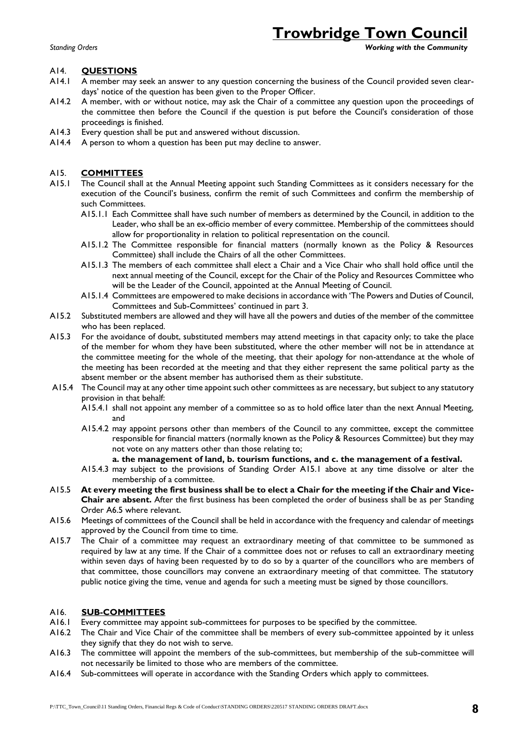## A14. QUESTIONS

A14.1 A member may seek an answer to any question concerning the business of the Council provided seven clear-days' notice of the question has been given to the Proper Officer.

A14.2 A member, with or without notice, may ask the Chair of a committee any question upon the proceedings of the committee then before the Council if the question is put before the Council's consideration of those proceedings is finished.

A14.3 Every question shall be put and answered without discussion.

A14.4 A person to whom a question has been put may decline to answer.

## A15. COMMITTEES

A15.1 The Council shall at the Annual Meeting appoint such Standing Committees as it considers necessary for the execution of the Council's business, confirm the remit of such Committees and confirm the membership of such Committees.

- A15.1.1 Each Committee shall have such number of members as determined by the Council, in addition to the Leader, who shall be an ex-officio member of every committee. Membership of the committees should allow for proportionality in relation to political representation on the council.
- A15.1.2 The Committee responsible for financial matters (normally known as the Policy & Resources Committee) shall include the Chairs of all the other Committees.
- A15.1.3 The members of each committee shall elect a Chair and a Vice Chair who shall hold office until the next annual meeting of the Council, except for the Chair of the Policy and Resources Committee who will be the Leader of the Council, appointed at the Annual Meeting of Council.
- A15.1.4 Committees are empowered to make decisions in accordance with 'The Powers and Duties of Council, Committees and Sub-Committees' continued in part 3.

A15.2 Substituted members are allowed and they will have all the powers and duties of the member of the committee who has been replaced.

A15.3 For the avoidance of doubt, substituted members may attend meetings in that capacity only; to take the place of the member for whom they have been substituted, where the other member will not be in attendance at the committee meeting for the whole of the meeting, that their apology for non-attendance at the whole of the meeting has been recorded at the meeting and that they either represent the same political party as the absent member or the absent member has authorised them as their substitute.

A15.4 The Council may at any other time appoint such other committees as are necessary, but subject to any statutory provision in that behalf:

- A15.4.1 shall not appoint any member of a committee so as to hold office later than the next Annual Meeting, and
- A15.4.2 may appoint persons other than members of the Council to any committee, except the committee responsible for financial matters (normally known as the Policy & Resources Committee) but they may not vote on any matters other than those relating to;

  **a. the management of land, b. tourism functions, and c. the management of a festival.**
- A15.4.3 may subject to the provisions of Standing Order A15.1 above at any time dissolve or alter the membership of a committee.

A15.5 **At every meeting the first business shall be to elect a Chair for the meeting if the Chair and Vice-Chair are absent.** After the first business has been completed the order of business shall be as per Standing Order A6.5 where relevant.

A15.6 Meetings of committees of the Council shall be held in accordance with the frequency and calendar of meetings approved by the Council from time to time.

A15.7 The Chair of a committee may request an extraordinary meeting of that committee to be summoned as required by law at any time. If the Chair of a committee does not or refuses to call an extraordinary meeting within seven days of having been requested by to do so by a quarter of the councillors who are members of that committee, those councillors may convene an extraordinary meeting of that committee. The statutory public notice giving the time, venue and agenda for such a meeting must be signed by those councillors.

## A16. SUB-COMMITTEES

A16.1 Every committee may appoint sub-committees for purposes to be specified by the committee.

A16.2 The Chair and Vice Chair of the committee shall be members of every sub-committee appointed by it unless they signify that they do not wish to serve.

A16.3 The committee will appoint the members of the sub-committees, but membership of the sub-committee will not necessarily be limited to those who are members of the committee.

A16.4 Sub-committees will operate in accordance with the Standing Orders which apply to committees.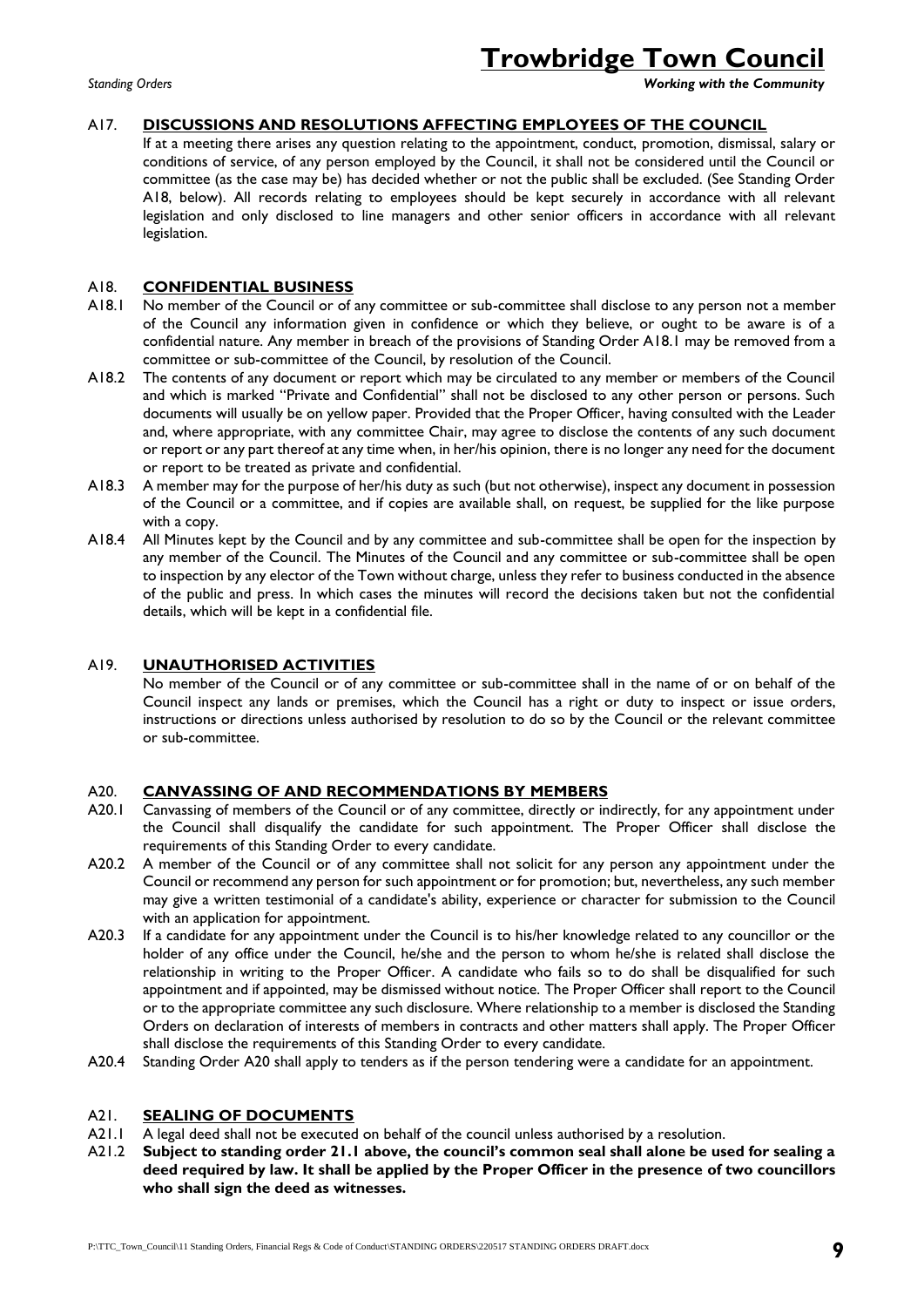## A17. DISCUSSIONS AND RESOLUTIONS AFFECTING EMPLOYEES OF THE COUNCIL

If at a meeting there arises any question relating to the appointment, conduct, promotion, dismissal, salary or conditions of service, of any person employed by the Council, it shall not be considered until the Council or committee (as the case may be) has decided whether or not the public shall be excluded. (See Standing Order A18, below). All records relating to employees should be kept securely in accordance with all relevant legislation and only disclosed to line managers and other senior officers in accordance with all relevant legislation.

## A18. CONFIDENTIAL BUSINESS

A18.1 No member of the Council or of any committee or sub-committee shall disclose to any person not a member of the Council any information given in confidence or which they believe, or ought to be aware is of a confidential nature. Any member in breach of the provisions of Standing Order A18.1 may be removed from a committee or sub-committee of the Council, by resolution of the Council.

A18.2 The contents of any document or report which may be circulated to any member or members of the Council and which is marked "Private and Confidential" shall not be disclosed to any other person or persons. Such documents will usually be on yellow paper. Provided that the Proper Officer, having consulted with the Leader and, where appropriate, with any committee Chair, may agree to disclose the contents of any such document or report or any part thereof at any time when, in her/his opinion, there is no longer any need for the document or report to be treated as private and confidential.

A18.3 A member may for the purpose of her/his duty as such (but not otherwise), inspect any document in possession of the Council or a committee, and if copies are available shall, on request, be supplied for the like purpose with a copy.

A18.4 All Minutes kept by the Council and by any committee and sub-committee shall be open for the inspection by any member of the Council. The Minutes of the Council and any committee or sub-committee shall be open to inspection by any elector of the Town without charge, unless they refer to business conducted in the absence of the public and press. In which cases the minutes will record the decisions taken but not the confidential details, which will be kept in a confidential file.

## A19. UNAUTHORISED ACTIVITIES

No member of the Council or of any committee or sub-committee shall in the name of or on behalf of the Council inspect any lands or premises, which the Council has a right or duty to inspect or issue orders, instructions or directions unless authorised by resolution to do so by the Council or the relevant committee or sub-committee.

## A20. CANVASSING OF AND RECOMMENDATIONS BY MEMBERS

A20.1 Canvassing of members of the Council or of any committee, directly or indirectly, for any appointment under the Council shall disqualify the candidate for such appointment. The Proper Officer shall disclose the requirements of this Standing Order to every candidate.

A20.2 A member of the Council or of any committee shall not solicit for any person any appointment under the Council or recommend any person for such appointment or for promotion; but, nevertheless, any such member may give a written testimonial of a candidate's ability, experience or character for submission to the Council with an application for appointment.

A20.3 If a candidate for any appointment under the Council is to his/her knowledge related to any councillor or the holder of any office under the Council, he/she and the person to whom he/she is related shall disclose the relationship in writing to the Proper Officer. A candidate who fails so to do shall be disqualified for such appointment and if appointed, may be dismissed without notice. The Proper Officer shall report to the Council or to the appropriate committee any such disclosure. Where relationship to a member is disclosed the Standing Orders on declaration of interests of members in contracts and other matters shall apply. The Proper Officer shall disclose the requirements of this Standing Order to every candidate.

A20.4 Standing Order A20 shall apply to tenders as if the person tendering were a candidate for an appointment.

## A21. SEALING OF DOCUMENTS

A21.1 A legal deed shall not be executed on behalf of the council unless authorised by a resolution.

A21.2 **Subject to standing order 21.1 above, the council's common seal shall alone be used for sealing a deed required by law. It shall be applied by the Proper Officer in the presence of two councillors who shall sign the deed as witnesses.**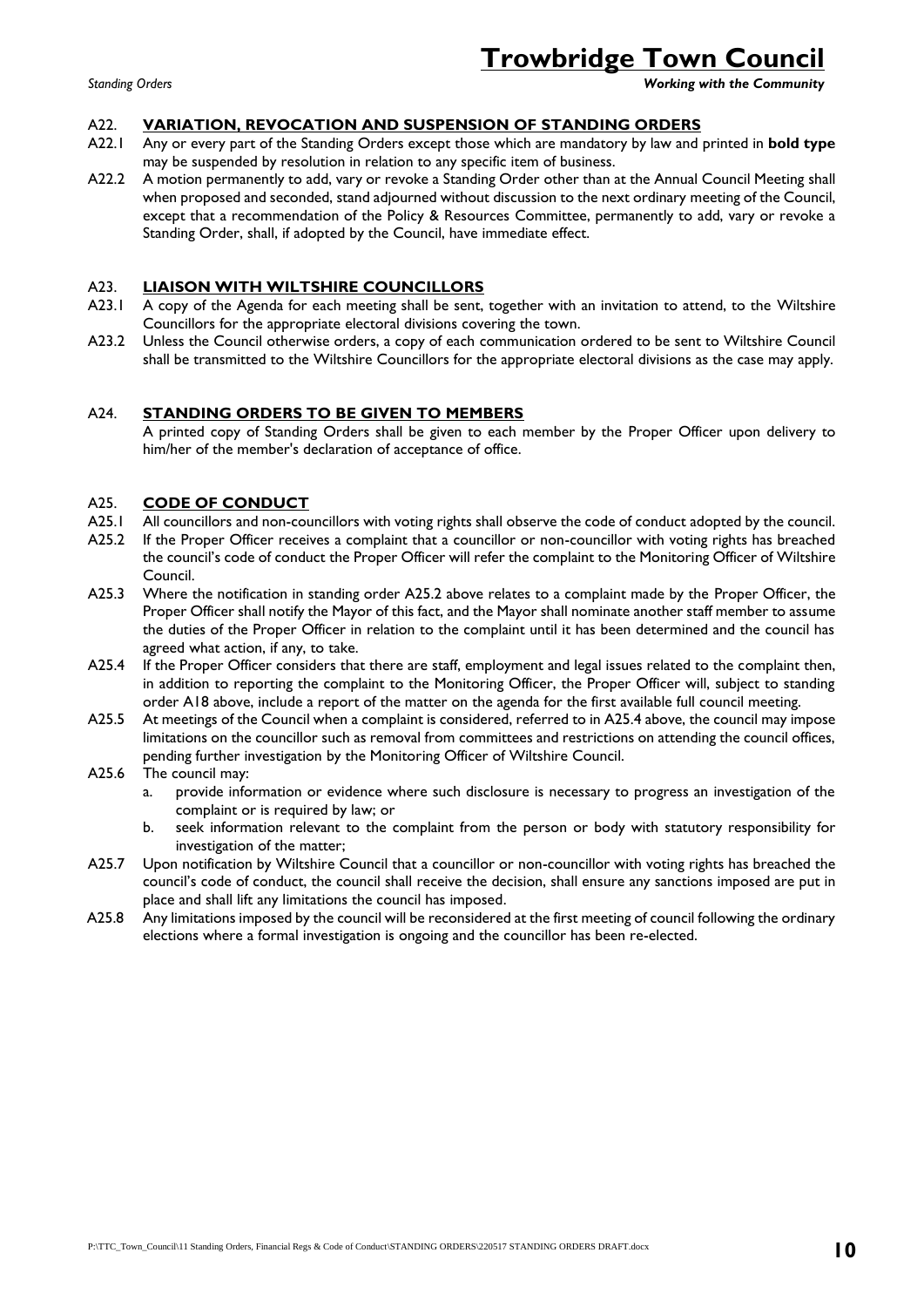## A22. VARIATION, REVOCATION AND SUSPENSION OF STANDING ORDERS

A22.1 Any or every part of the Standing Orders except those which are mandatory by law and printed in **bold type** may be suspended by resolution in relation to any specific item of business.

A22.2 A motion permanently to add, vary or revoke a Standing Order other than at the Annual Council Meeting shall when proposed and seconded, stand adjourned without discussion to the next ordinary meeting of the Council, except that a recommendation of the Policy & Resources Committee, permanently to add, vary or revoke a Standing Order, shall, if adopted by the Council, have immediate effect.

## A23. LIAISON WITH WILTSHIRE COUNCILLORS

A23.1 A copy of the Agenda for each meeting shall be sent, together with an invitation to attend, to the Wiltshire Councillors for the appropriate electoral divisions covering the town.

A23.2 Unless the Council otherwise orders, a copy of each communication ordered to be sent to Wiltshire Council shall be transmitted to the Wiltshire Councillors for the appropriate electoral divisions as the case may apply.

## A24. STANDING ORDERS TO BE GIVEN TO MEMBERS

A printed copy of Standing Orders shall be given to each member by the Proper Officer upon delivery to him/her of the member's declaration of acceptance of office.

## A25. CODE OF CONDUCT

A25.1 All councillors and non-councillors with voting rights shall observe the code of conduct adopted by the council.

A25.2 If the Proper Officer receives a complaint that a councillor or non-councillor with voting rights has breached the council's code of conduct the Proper Officer will refer the complaint to the Monitoring Officer of Wiltshire Council.

A25.3 Where the notification in standing order A25.2 above relates to a complaint made by the Proper Officer, the Proper Officer shall notify the Mayor of this fact, and the Mayor shall nominate another staff member to assume the duties of the Proper Officer in relation to the complaint until it has been determined and the council has agreed what action, if any, to take.

A25.4 If the Proper Officer considers that there are staff, employment and legal issues related to the complaint then, in addition to reporting the complaint to the Monitoring Officer, the Proper Officer will, subject to standing order A18 above, include a report of the matter on the agenda for the first available full council meeting.

A25.5 At meetings of the Council when a complaint is considered, referred to in A25.4 above, the council may impose limitations on the councillor such as removal from committees and restrictions on attending the council offices, pending further investigation by the Monitoring Officer of Wiltshire Council.

A25.6 The council may:

a. provide information or evidence where such disclosure is necessary to progress an investigation of the complaint or is required by law; or
b. seek information relevant to the complaint from the person or body with statutory responsibility for investigation of the matter;

A25.7 Upon notification by Wiltshire Council that a councillor or non-councillor with voting rights has breached the council's code of conduct, the council shall receive the decision, shall ensure any sanctions imposed are put in place and shall lift any limitations the council has imposed.

A25.8 Any limitations imposed by the council will be reconsidered at the first meeting of council following the ordinary elections where a formal investigation is ongoing and the councillor has been re-elected.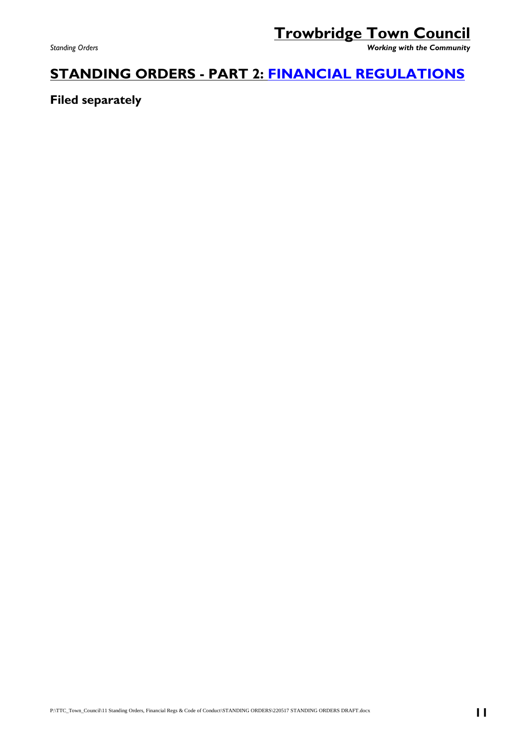# STANDING ORDERS - PART 2: FINANCIAL REGULATIONS

## Filed separately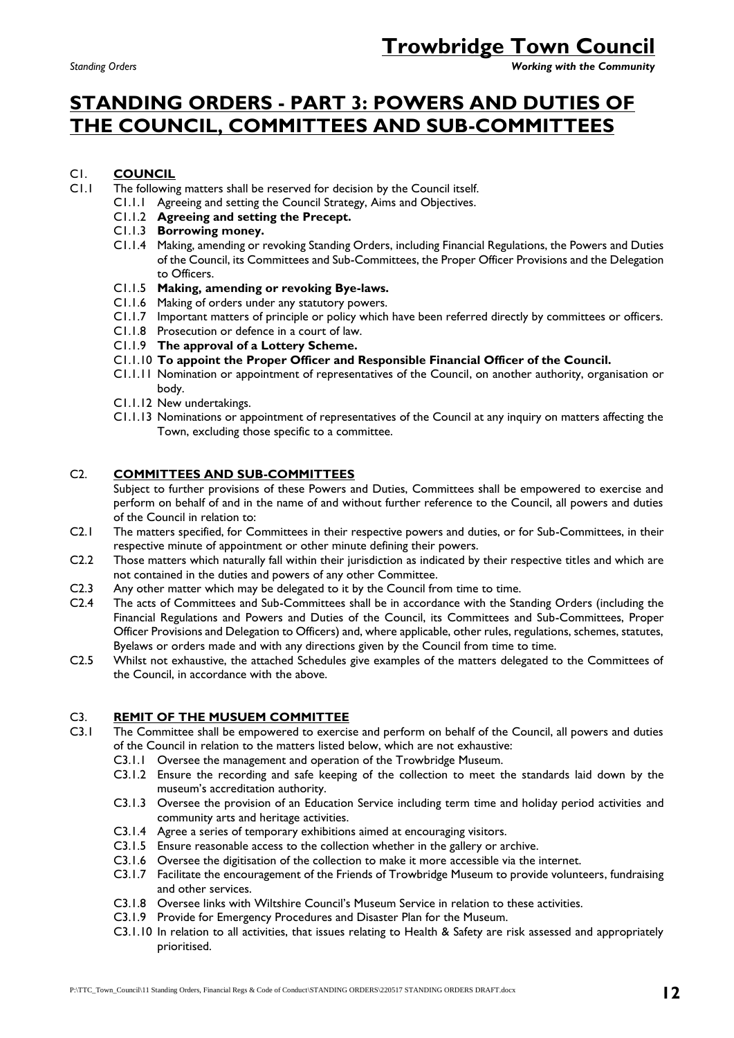# STANDING ORDERS - PART 3: POWERS AND DUTIES OF THE COUNCIL, COMMITTEES AND SUB-COMMITTEES

## C1. COUNCIL

C1.1 The following matters shall be reserved for decision by the Council itself.

- C1.1.1 Agreeing and setting the Council Strategy, Aims and Objectives.
- C1.1.2 **Agreeing and setting the Precept.**
- C1.1.3 **Borrowing money.**
- C1.1.4 Making, amending or revoking Standing Orders, including Financial Regulations, the Powers and Duties of the Council, its Committees and Sub-Committees, the Proper Officer Provisions and the Delegation to Officers.
- C1.1.5 **Making, amending or revoking Bye-laws.**
- C1.1.6 Making of orders under any statutory powers.
- C1.1.7 Important matters of principle or policy which have been referred directly by committees or officers.
- C1.1.8 Prosecution or defence in a court of law.
- C1.1.9 **The approval of a Lottery Scheme.**
- C1.1.10 **To appoint the Proper Officer and Responsible Financial Officer of the Council.**
- C1.1.11 Nomination or appointment of representatives of the Council, on another authority, organisation or body.
- C1.1.12 New undertakings.
- C1.1.13 Nominations or appointment of representatives of the Council at any inquiry on matters affecting the Town, excluding those specific to a committee.

## C2. COMMITTEES AND SUB-COMMITTEES

Subject to further provisions of these Powers and Duties, Committees shall be empowered to exercise and perform on behalf of and in the name of and without further reference to the Council, all powers and duties of the Council in relation to:

C2.1 The matters specified, for Committees in their respective powers and duties, or for Sub-Committees, in their respective minute of appointment or other minute defining their powers.

C2.2 Those matters which naturally fall within their jurisdiction as indicated by their respective titles and which are not contained in the duties and powers of any other Committee.

C2.3 Any other matter which may be delegated to it by the Council from time to time.

C2.4 The acts of Committees and Sub-Committees shall be in accordance with the Standing Orders (including the Financial Regulations and Powers and Duties of the Council, its Committees and Sub-Committees, Proper Officer Provisions and Delegation to Officers) and, where applicable, other rules, regulations, schemes, statutes, Byelaws or orders made and with any directions given by the Council from time to time.

C2.5 Whilst not exhaustive, the attached Schedules give examples of the matters delegated to the Committees of the Council, in accordance with the above.

## C3. REMIT OF THE MUSUEM COMMITTEE

C3.1 The Committee shall be empowered to exercise and perform on behalf of the Council, all powers and duties of the Council in relation to the matters listed below, which are not exhaustive:

- C3.1.1 Oversee the management and operation of the Trowbridge Museum.
- C3.1.2 Ensure the recording and safe keeping of the collection to meet the standards laid down by the museum's accreditation authority.
- C3.1.3 Oversee the provision of an Education Service including term time and holiday period activities and community arts and heritage activities.
- C3.1.4 Agree a series of temporary exhibitions aimed at encouraging visitors.
- C3.1.5 Ensure reasonable access to the collection whether in the gallery or archive.
- C3.1.6 Oversee the digitisation of the collection to make it more accessible via the internet.
- C3.1.7 Facilitate the encouragement of the Friends of Trowbridge Museum to provide volunteers, fundraising and other services.
- C3.1.8 Oversee links with Wiltshire Council's Museum Service in relation to these activities.
- C3.1.9 Provide for Emergency Procedures and Disaster Plan for the Museum.
- C3.1.10 In relation to all activities, that issues relating to Health & Safety are risk assessed and appropriately prioritised.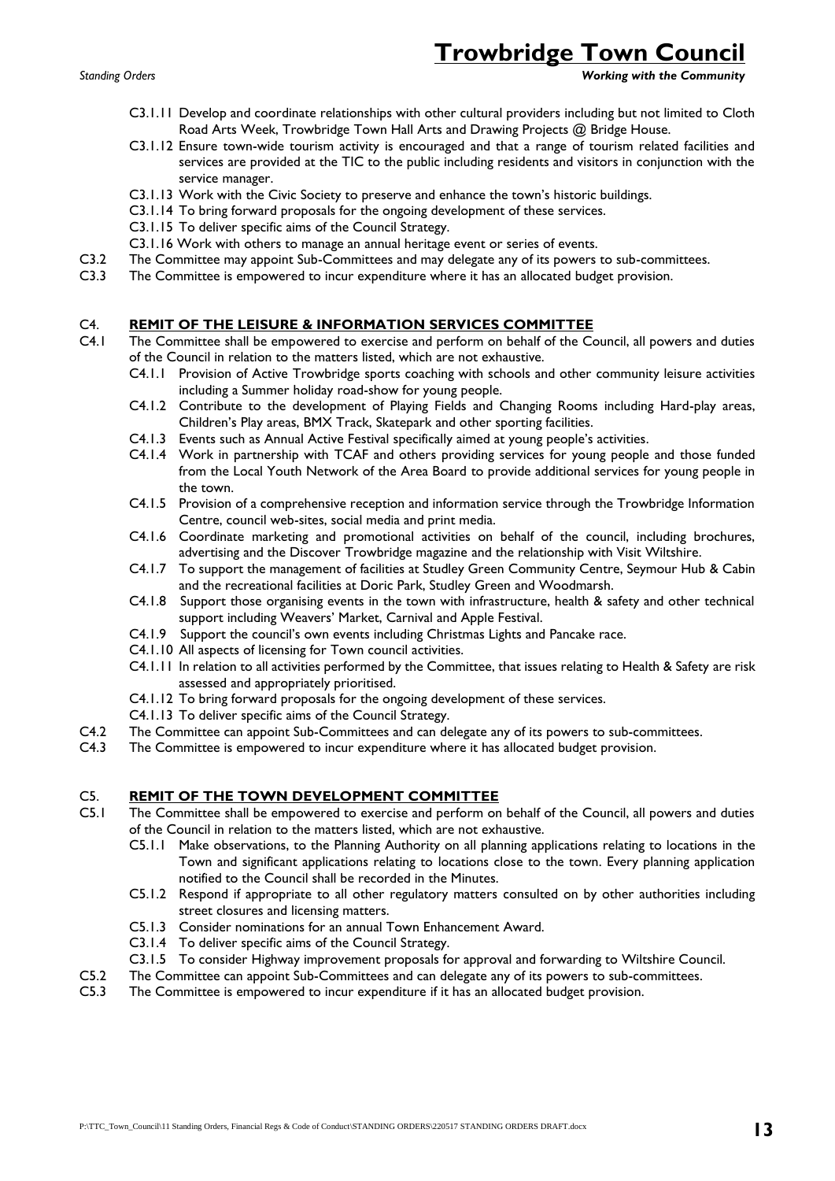C3.1.11 Develop and coordinate relationships with other cultural providers including but not limited to Cloth Road Arts Week, Trowbridge Town Hall Arts and Drawing Projects @ Bridge House.

C3.1.12 Ensure town-wide tourism activity is encouraged and that a range of tourism related facilities and services are provided at the TIC to the public including residents and visitors in conjunction with the service manager.

C3.1.13 Work with the Civic Society to preserve and enhance the town's historic buildings.

C3.1.14 To bring forward proposals for the ongoing development of these services.

C3.1.15 To deliver specific aims of the Council Strategy.

C3.1.16 Work with others to manage an annual heritage event or series of events.

C3.2 The Committee may appoint Sub-Committees and may delegate any of its powers to sub-committees.

C3.3 The Committee is empowered to incur expenditure where it has an allocated budget provision.

## C4. REMIT OF THE LEISURE & INFORMATION SERVICES COMMITTEE

C4.1 The Committee shall be empowered to exercise and perform on behalf of the Council, all powers and duties of the Council in relation to the matters listed, which are not exhaustive.

C4.1.1 Provision of Active Trowbridge sports coaching with schools and other community leisure activities including a Summer holiday road-show for young people.

C4.1.2 Contribute to the development of Playing Fields and Changing Rooms including Hard-play areas, Children's Play areas, BMX Track, Skatepark and other sporting facilities.

C4.1.3 Events such as Annual Active Festival specifically aimed at young people's activities.

C4.1.4 Work in partnership with TCAF and others providing services for young people and those funded from the Local Youth Network of the Area Board to provide additional services for young people in the town.

C4.1.5 Provision of a comprehensive reception and information service through the Trowbridge Information Centre, council web-sites, social media and print media.

C4.1.6 Coordinate marketing and promotional activities on behalf of the council, including brochures, advertising and the Discover Trowbridge magazine and the relationship with Visit Wiltshire.

C4.1.7 To support the management of facilities at Studley Green Community Centre, Seymour Hub & Cabin and the recreational facilities at Doric Park, Studley Green and Woodmarsh.

C4.1.8 Support those organising events in the town with infrastructure, health & safety and other technical support including Weavers' Market, Carnival and Apple Festival.

C4.1.9 Support the council's own events including Christmas Lights and Pancake race.

C4.1.10 All aspects of licensing for Town council activities.

C4.1.11 In relation to all activities performed by the Committee, that issues relating to Health & Safety are risk assessed and appropriately prioritised.

C4.1.12 To bring forward proposals for the ongoing development of these services.

C4.1.13 To deliver specific aims of the Council Strategy.

C4.2 The Committee can appoint Sub-Committees and can delegate any of its powers to sub-committees.

C4.3 The Committee is empowered to incur expenditure where it has allocated budget provision.

## C5. REMIT OF THE TOWN DEVELOPMENT COMMITTEE

C5.1 The Committee shall be empowered to exercise and perform on behalf of the Council, all powers and duties of the Council in relation to the matters listed, which are not exhaustive.

C5.1.1 Make observations, to the Planning Authority on all planning applications relating to locations in the Town and significant applications relating to locations close to the town. Every planning application notified to the Council shall be recorded in the Minutes.

C5.1.2 Respond if appropriate to all other regulatory matters consulted on by other authorities including street closures and licensing matters.

C5.1.3 Consider nominations for an annual Town Enhancement Award.

C3.1.4 To deliver specific aims of the Council Strategy.

C3.1.5 To consider Highway improvement proposals for approval and forwarding to Wiltshire Council.

C5.2 The Committee can appoint Sub-Committees and can delegate any of its powers to sub-committees.

C5.3 The Committee is empowered to incur expenditure if it has an allocated budget provision.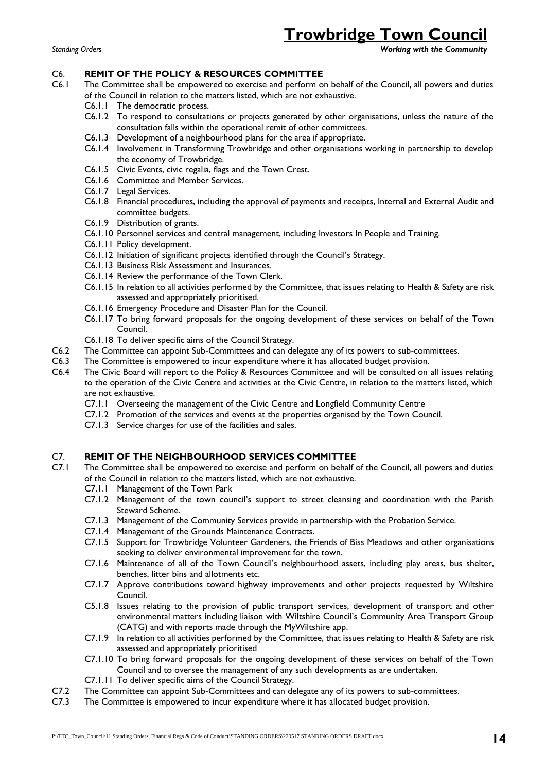## C6. REMIT OF THE POLICY & RESOURCES COMMITTEE

C6.1 The Committee shall be empowered to exercise and perform on behalf of the Council, all powers and duties of the Council in relation to the matters listed, which are not exhaustive.

- C6.1.1 The democratic process.
- C6.1.2 To respond to consultations or projects generated by other organisations, unless the nature of the consultation falls within the operational remit of other committees.
- C6.1.3 Development of a neighbourhood plans for the area if appropriate.
- C6.1.4 Involvement in Transforming Trowbridge and other organisations working in partnership to develop the economy of Trowbridge.
- C6.1.5 Civic Events, civic regalia, flags and the Town Crest.
- C6.1.6 Committee and Member Services.
- C6.1.7 Legal Services.
- C6.1.8 Financial procedures, including the approval of payments and receipts, Internal and External Audit and committee budgets.
- C6.1.9 Distribution of grants.
- C6.1.10 Personnel services and central management, including Investors In People and Training.
- C6.1.11 Policy development.
- C6.1.12 Initiation of significant projects identified through the Council's Strategy.
- C6.1.13 Business Risk Assessment and Insurances.
- C6.1.14 Review the performance of the Town Clerk.
- C6.1.15 In relation to all activities performed by the Committee, that issues relating to Health & Safety are risk assessed and appropriately prioritised.
- C6.1.16 Emergency Procedure and Disaster Plan for the Council.
- C6.1.17 To bring forward proposals for the ongoing development of these services on behalf of the Town Council.
- C6.1.18 To deliver specific aims of the Council Strategy.

C6.2 The Committee can appoint Sub-Committees and can delegate any of its powers to sub-committees.

C6.3 The Committee is empowered to incur expenditure where it has allocated budget provision.

C6.4 The Civic Board will report to the Policy & Resources Committee and will be consulted on all issues relating to the operation of the Civic Centre and activities at the Civic Centre, in relation to the matters listed, which are not exhaustive.

- C7.1.1 Overseeing the management of the Civic Centre and Longfield Community Centre
- C7.1.2 Promotion of the services and events at the properties organised by the Town Council.
- C7.1.3 Service charges for use of the facilities and sales.

## C7. REMIT OF THE NEIGHBOURHOOD SERVICES COMMITTEE

C7.1 The Committee shall be empowered to exercise and perform on behalf of the Council, all powers and duties of the Council in relation to the matters listed, which are not exhaustive.

- C7.1.1 Management of the Town Park
- C7.1.2 Management of the town council's support to street cleansing and coordination with the Parish Steward Scheme.
- C7.1.3 Management of the Community Services provide in partnership with the Probation Service.
- C7.1.4 Management of the Grounds Maintenance Contracts.
- C7.1.5 Support for Trowbridge Volunteer Gardeners, the Friends of Biss Meadows and other organisations seeking to deliver environmental improvement for the town.
- C7.1.6 Maintenance of all of the Town Council's neighbourhood assets, including play areas, bus shelter, benches, litter bins and allotments etc.
- C7.1.7 Approve contributions toward highway improvements and other projects requested by Wiltshire Council.
- C5.1.8 Issues relating to the provision of public transport services, development of transport and other environmental matters including liaison with Wiltshire Council's Community Area Transport Group (CATG) and with reports made through the MyWiltshire app.
- C7.1.9 In relation to all activities performed by the Committee, that issues relating to Health & Safety are risk assessed and appropriately prioritised
- C7.1.10 To bring forward proposals for the ongoing development of these services on behalf of the Town Council and to oversee the management of any such developments as are undertaken.
- C7.1.11 To deliver specific aims of the Council Strategy.

C7.2 The Committee can appoint Sub-Committees and can delegate any of its powers to sub-committees.

C7.3 The Committee is empowered to incur expenditure where it has allocated budget provision.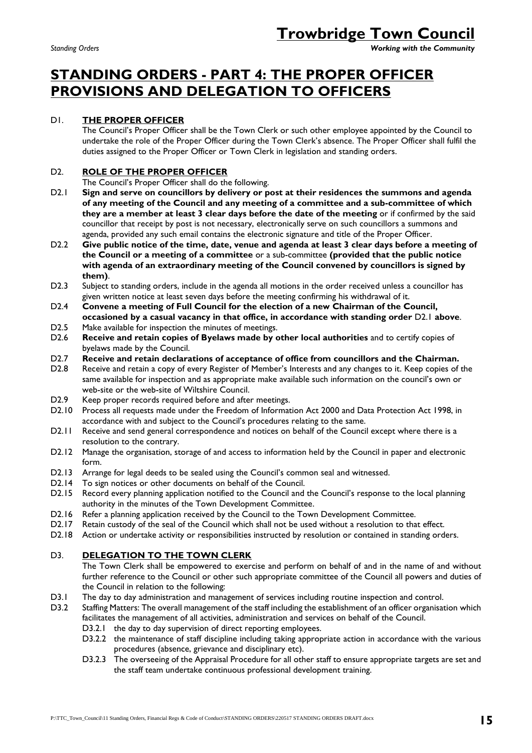# STANDING ORDERS - PART 4: THE PROPER OFFICER PROVISIONS AND DELEGATION TO OFFICERS

## D1. THE PROPER OFFICER

The Council's Proper Officer shall be the Town Clerk or such other employee appointed by the Council to undertake the role of the Proper Officer during the Town Clerk's absence. The Proper Officer shall fulfil the duties assigned to the Proper Officer or Town Clerk in legislation and standing orders.

## D2. ROLE OF THE PROPER OFFICER

The Council's Proper Officer shall do the following.

- D2.1 **Sign and serve on councillors by delivery or post at their residences the summons and agenda of any meeting of the Council and any meeting of a committee and a sub-committee of which they are a member at least 3 clear days before the date of the meeting** or if confirmed by the said councillor that receipt by post is not necessary, electronically serve on such councillors a summons and agenda, provided any such email contains the electronic signature and title of the Proper Officer.
- D2.2 **Give public notice of the time, date, venue and agenda at least 3 clear days before a meeting of the Council or a meeting of a committee** or a sub-committee **(provided that the public notice with agenda of an extraordinary meeting of the Council convened by councillors is signed by them)**.
- D2.3 Subject to standing orders, include in the agenda all motions in the order received unless a councillor has given written notice at least seven days before the meeting confirming his withdrawal of it.
- D2.4 **Convene a meeting of Full Council for the election of a new Chairman of the Council, occasioned by a casual vacancy in that office, in accordance with standing order** D2.1 **above**.
- D2.5 Make available for inspection the minutes of meetings.
- D2.6 **Receive and retain copies of Byelaws made by other local authorities** and to certify copies of byelaws made by the Council.
- D2.7 **Receive and retain declarations of acceptance of office from councillors and the Chairman.**
- D2.8 Receive and retain a copy of every Register of Member's Interests and any changes to it. Keep copies of the same available for inspection and as appropriate make available such information on the council's own or web-site or the web-site of Wiltshire Council.
- D2.9 Keep proper records required before and after meetings.
- D2.10 Process all requests made under the Freedom of Information Act 2000 and Data Protection Act 1998, in accordance with and subject to the Council's procedures relating to the same.
- D2.11 Receive and send general correspondence and notices on behalf of the Council except where there is a resolution to the contrary.
- D2.12 Manage the organisation, storage of and access to information held by the Council in paper and electronic form.
- D2.13 Arrange for legal deeds to be sealed using the Council's common seal and witnessed.
- D2.14 To sign notices or other documents on behalf of the Council.
- D2.15 Record every planning application notified to the Council and the Council's response to the local planning authority in the minutes of the Town Development Committee.
- D2.16 Refer a planning application received by the Council to the Town Development Committee.
- D2.17 Retain custody of the seal of the Council which shall not be used without a resolution to that effect.
- D2.18 Action or undertake activity or responsibilities instructed by resolution or contained in standing orders.

## D3. DELEGATION TO THE TOWN CLERK

The Town Clerk shall be empowered to exercise and perform on behalf of and in the name of and without further reference to the Council or other such appropriate committee of the Council all powers and duties of the Council in relation to the following:

- D3.1 The day to day administration and management of services including routine inspection and control.
- D3.2 Staffing Matters: The overall management of the staff including the establishment of an officer organisation which facilitates the management of all activities, administration and services on behalf of the Council.
  - D3.2.1 the day to day supervision of direct reporting employees.
  - D3.2.2 the maintenance of staff discipline including taking appropriate action in accordance with the various procedures (absence, grievance and disciplinary etc).
  - D3.2.3 The overseeing of the Appraisal Procedure for all other staff to ensure appropriate targets are set and the staff team undertake continuous professional development training.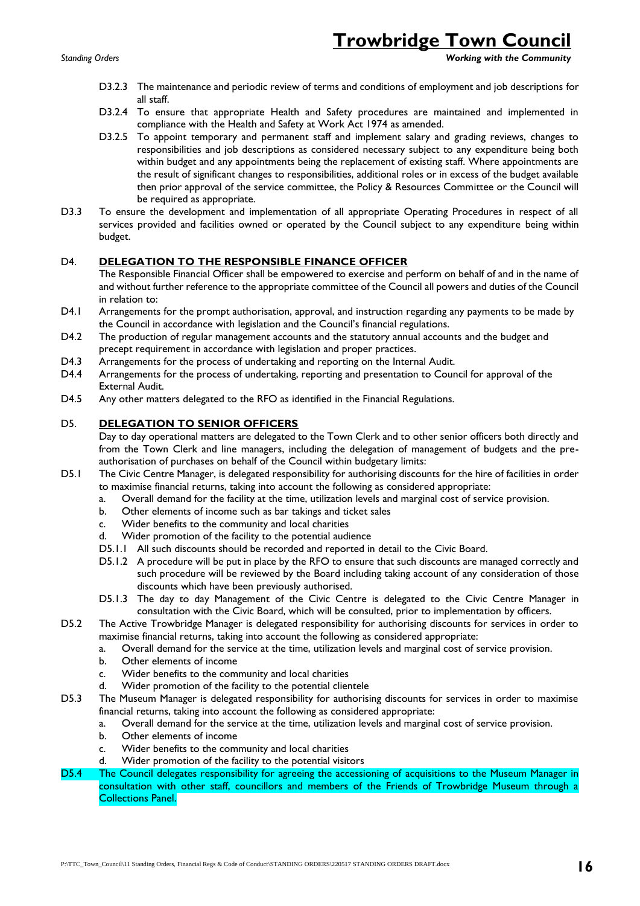D3.2.3 The maintenance and periodic review of terms and conditions of employment and job descriptions for all staff.

D3.2.4 To ensure that appropriate Health and Safety procedures are maintained and implemented in compliance with the Health and Safety at Work Act 1974 as amended.

D3.2.5 To appoint temporary and permanent staff and implement salary and grading reviews, changes to responsibilities and job descriptions as considered necessary subject to any expenditure being both within budget and any appointments being the replacement of existing staff. Where appointments are the result of significant changes to responsibilities, additional roles or in excess of the budget available then prior approval of the service committee, the Policy & Resources Committee or the Council will be required as appropriate.

D3.3 To ensure the development and implementation of all appropriate Operating Procedures in respect of all services provided and facilities owned or operated by the Council subject to any expenditure being within budget.

## D4. DELEGATION TO THE RESPONSIBLE FINANCE OFFICER

The Responsible Financial Officer shall be empowered to exercise and perform on behalf of and in the name of and without further reference to the appropriate committee of the Council all powers and duties of the Council in relation to:

D4.1 Arrangements for the prompt authorisation, approval, and instruction regarding any payments to be made by the Council in accordance with legislation and the Council's financial regulations.

D4.2 The production of regular management accounts and the statutory annual accounts and the budget and precept requirement in accordance with legislation and proper practices.

D4.3 Arrangements for the process of undertaking and reporting on the Internal Audit.

D4.4 Arrangements for the process of undertaking, reporting and presentation to Council for approval of the External Audit.

D4.5 Any other matters delegated to the RFO as identified in the Financial Regulations.

## D5. DELEGATION TO SENIOR OFFICERS

Day to day operational matters are delegated to the Town Clerk and to other senior officers both directly and from the Town Clerk and line managers, including the delegation of management of budgets and the pre-authorisation of purchases on behalf of the Council within budgetary limits:

D5.1 The Civic Centre Manager, is delegated responsibility for authorising discounts for the hire of facilities in order to maximise financial returns, taking into account the following as considered appropriate:

a. Overall demand for the facility at the time, utilization levels and marginal cost of service provision.
b. Other elements of income such as bar takings and ticket sales
c. Wider benefits to the community and local charities
d. Wider promotion of the facility to the potential audience

D5.1.1 All such discounts should be recorded and reported in detail to the Civic Board.

D5.1.2 A procedure will be put in place by the RFO to ensure that such discounts are managed correctly and such procedure will be reviewed by the Board including taking account of any consideration of those discounts which have been previously authorised.

D5.1.3 The day to day Management of the Civic Centre is delegated to the Civic Centre Manager in consultation with the Civic Board, which will be consulted, prior to implementation by officers.

D5.2 The Active Trowbridge Manager is delegated responsibility for authorising discounts for services in order to maximise financial returns, taking into account the following as considered appropriate:

a. Overall demand for the service at the time, utilization levels and marginal cost of service provision.
b. Other elements of income
c. Wider benefits to the community and local charities
d. Wider promotion of the facility to the potential clientele

D5.3 The Museum Manager is delegated responsibility for authorising discounts for services in order to maximise financial returns, taking into account the following as considered appropriate:

a. Overall demand for the service at the time, utilization levels and marginal cost of service provision.
b. Other elements of income
c. Wider benefits to the community and local charities
d. Wider promotion of the facility to the potential visitors

D5.4 The Council delegates responsibility for agreeing the accessioning of acquisitions to the Museum Manager in consultation with other staff, councillors and members of the Friends of Trowbridge Museum through a Collections Panel.